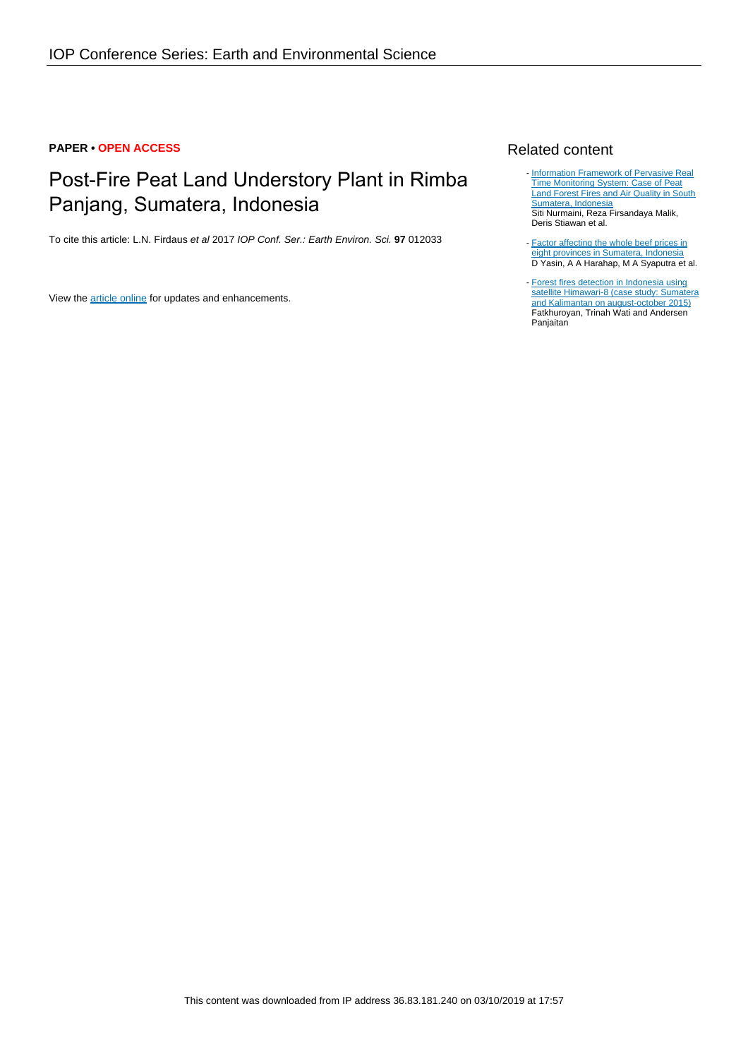**PAPER • OPEN ACCESS**

# Post-Fire Peat Land Understory Plant in Rimba Panjang, Sumatera, Indonesia

To cite this article: L.N. Firdaus *et al* 2017 *IOP Conf. Ser.: Earth Environ. Sci.* **97** 012033

View the article online for updates and enhancements.

## Related content

- Information Framework of Pervasive Real Time Monitoring System: Case of Peat Land Forest Fires and Air Quality in South Sumatera, Indonesia
  Siti Nurmaini, Reza Firsandaya Malik, Deris Stiawan et al.

- Factor affecting the whole beef prices in eight provinces in Sumatera, Indonesia
  D Yasin, A A Harahap, M A Syaputra et al.

- Forest fires detection in Indonesia using satellite Himawari-8 (case study: Sumatera and Kalimantan on august-october 2015)
  Fatkhuroyan, Trinah Wati and Andersen Panjaitan

This content was downloaded from IP address 36.83.181.240 on 03/10/2019 at 17:57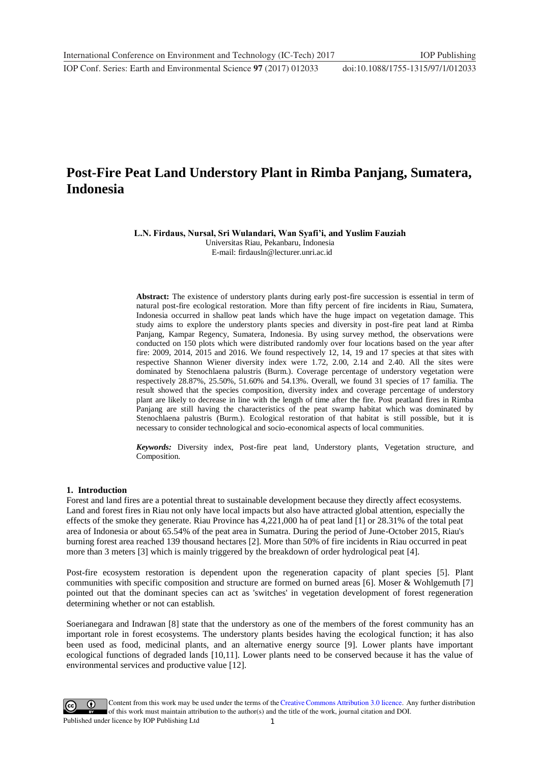# Post-Fire Peat Land Understory Plant in Rimba Panjang, Sumatera, Indonesia

**L.N. Firdaus, Nursal, Sri Wulandari, Wan Syafi'i, and Yuslim Fauziah**

Universitas Riau, Pekanbaru, Indonesia

E-mail: firdausln@lecturer.unri.ac.id

**Abstract:** The existence of understory plants during early post-fire succession is essential in term of natural post-fire ecological restoration. More than fifty percent of fire incidents in Riau, Sumatera, Indonesia occurred in shallow peat lands which have the huge impact on vegetation damage. This study aims to explore the understory plants species and diversity in post-fire peat land at Rimba Panjang, Kampar Regency, Sumatera, Indonesia. By using survey method, the observations were conducted on 150 plots which were distributed randomly over four locations based on the year after fire: 2009, 2014, 2015 and 2016. We found respectively 12, 14, 19 and 17 species at that sites with respective Shannon Wiener diversity index were 1.72, 2.00, 2.14 and 2.40. All the sites were dominated by Stenochlaena palustris (Burm.). Coverage percentage of understory vegetation were respectively 28.87%, 25.50%, 51.60% and 54.13%. Overall, we found 31 species of 17 familia. The result showed that the species composition, diversity index and coverage percentage of understory plant are likely to decrease in line with the length of time after the fire. Post peatland fires in Rimba Panjang are still having the characteristics of the peat swamp habitat which was dominated by Stenochlaena palustris (Burm.). Ecological restoration of that habitat is still possible, but it is necessary to consider technological and socio-economical aspects of local communities.

***Keywords:*** Diversity index, Post-fire peat land, Understory plants, Vegetation structure, and Composition.

## 1. Introduction

Forest and land fires are a potential threat to sustainable development because they directly affect ecosystems. Land and forest fires in Riau not only have local impacts but also have attracted global attention, especially the effects of the smoke they generate. Riau Province has 4,221,000 ha of peat land [1] or 28.31% of the total peat area of Indonesia or about 65.54% of the peat area in Sumatra. During the period of June-October 2015, Riau's burning forest area reached 139 thousand hectares [2]. More than 50% of fire incidents in Riau occurred in peat more than 3 meters [3] which is mainly triggered by the breakdown of order hydrological peat [4].

Post-fire ecosystem restoration is dependent upon the regeneration capacity of plant species [5]. Plant communities with specific composition and structure are formed on burned areas [6]. Moser & Wohlgemuth [7] pointed out that the dominant species can act as 'switches' in vegetation development of forest regeneration determining whether or not can establish.

Soerianegara and Indrawan [8] state that the understory as one of the members of the forest community has an important role in forest ecosystems. The understory plants besides having the ecological function; it has also been used as food, medicinal plants, and an alternative energy source [9]. Lower plants have important ecological functions of degraded lands [10,11]. Lower plants need to be conserved because it has the value of environmental services and productive value [12].

Content from this work may be used under the terms of the Creative Commons Attribution 3.0 licence. Any further distribution of this work must maintain attribution to the author(s) and the title of the work, journal citation and DOI.

Published under licence by IOP Publishing Ltd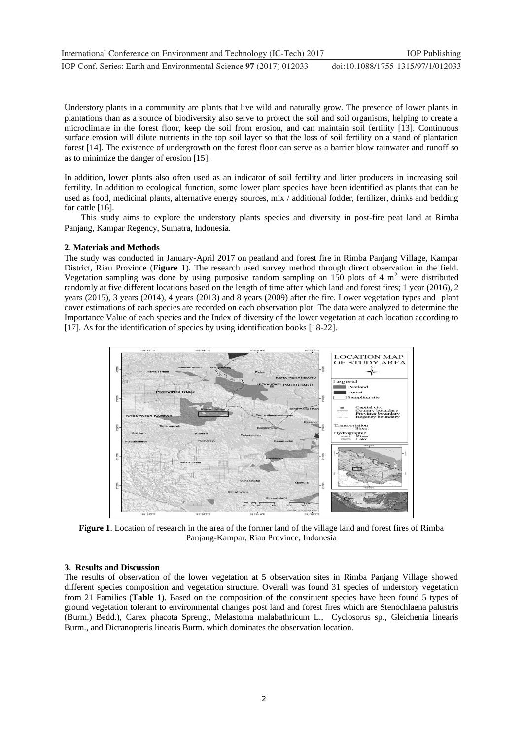Understory plants in a community are plants that live wild and naturally grow. The presence of lower plants in plantations than as a source of biodiversity also serve to protect the soil and soil organisms, helping to create a microclimate in the forest floor, keep the soil from erosion, and can maintain soil fertility [13]. Continuous surface erosion will dilute nutrients in the top soil layer so that the loss of soil fertility on a stand of plantation forest [14]. The existence of undergrowth on the forest floor can serve as a barrier blow rainwater and runoff so as to minimize the danger of erosion [15].

In addition, lower plants also often used as an indicator of soil fertility and litter producers in increasing soil fertility. In addition to ecological function, some lower plant species have been identified as plants that can be used as food, medicinal plants, alternative energy sources, mix / additional fodder, fertilizer, drinks and bedding for cattle [16].

This study aims to explore the understory plants species and diversity in post-fire peat land at Rimba Panjang, Kampar Regency, Sumatra, Indonesia.

## 2. Materials and Methods

The study was conducted in January-April 2017 on peatland and forest fire in Rimba Panjang Village, Kampar District, Riau Province (**Figure 1**). The research used survey method through direct observation in the field. Vegetation sampling was done by using purposive random sampling on 150 plots of 4 $m^2$ were distributed randomly at five different locations based on the length of time after which land and forest fires; 1 year (2016), 2 years (2015), 3 years (2014), 4 years (2013) and 8 years (2009) after the fire. Lower vegetation types and plant cover estimations of each species are recorded on each observation plot. The data were analyzed to determine the Importance Value of each species and the Index of diversity of the lower vegetation at each location according to [17]. As for the identification of species by using identification books [18-22].

**Figure 1**. Location of research in the area of the former land of the village land and forest fires of Rimba Panjang-Kampar, Riau Province, Indonesia

## 3. Results and Discussion

The results of observation of the lower vegetation at 5 observation sites in Rimba Panjang Village showed different species composition and vegetation structure. Overall was found 31 species of understory vegetation from 21 Families (**Table 1**). Based on the composition of the constituent species have been found 5 types of ground vegetation tolerant to environmental changes post land and forest fires which are Stenochlaena palustris (Burm.) Bedd., Carex phacota Spreng., Melastoma malabathricum L., Cyclosorus sp., Gleichenia linearis Burm., and Dicranopteris linearis Burm. which dominates the observation location.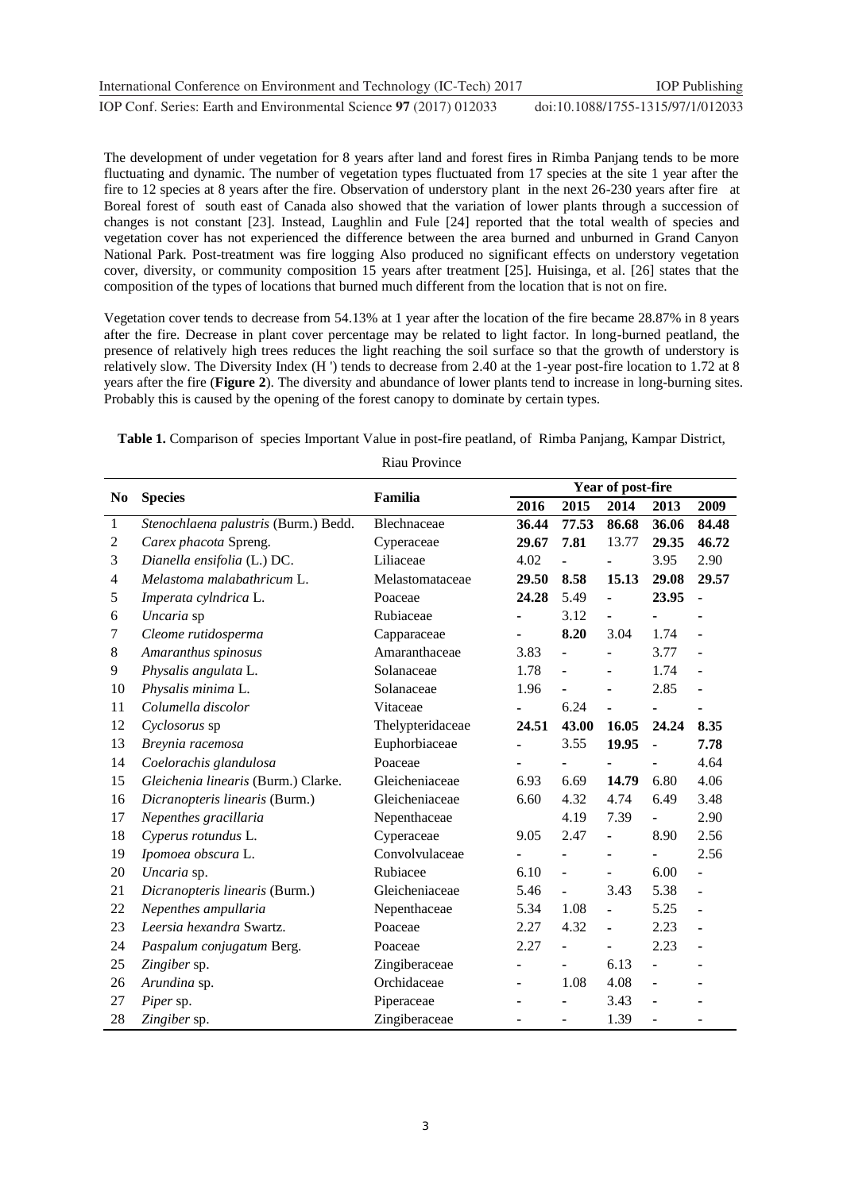The development of under vegetation for 8 years after land and forest fires in Rimba Panjang tends to be more fluctuating and dynamic. The number of vegetation types fluctuated from 17 species at the site 1 year after the fire to 12 species at 8 years after the fire. Observation of understory plant in the next 26-230 years after fire at Boreal forest of south east of Canada also showed that the variation of lower plants through a succession of changes is not constant [23]. Instead, Laughlin and Fule [24] reported that the total wealth of species and vegetation cover has not experienced the difference between the area burned and unburned in Grand Canyon National Park. Post-treatment was fire logging Also produced no significant effects on understory vegetation cover, diversity, or community composition 15 years after treatment [25]. Huisinga, et al. [26] states that the composition of the types of locations that burned much different from the location that is not on fire.

Vegetation cover tends to decrease from 54.13% at 1 year after the location of the fire became 28.87% in 8 years after the fire. Decrease in plant cover percentage may be related to light factor. In long-burned peatland, the presence of relatively high trees reduces the light reaching the soil surface so that the growth of understory is relatively slow. The Diversity Index (H ') tends to decrease from 2.40 at the 1-year post-fire location to 1.72 at 8 years after the fire (**Figure 2**). The diversity and abundance of lower plants tend to increase in long-burning sites. Probably this is caused by the opening of the forest canopy to dominate by certain types.

**Table 1.** Comparison of species Important Value in post-fire peatland, of Rimba Panjang, Kampar District, Riau Province

| No | Species | Familia | Year of post-fire | | | | |
|---|---|---|---|---|---|---|---|
| | | | 2016 | 2015 | 2014 | 2013 | 2009 |
| 1 | *Stenochlaena palustris* (Burm.) Bedd. | Blechnaceae | **36.44** | **77.53** | **86.68** | **36.06** | **84.48** |
| 2 | *Carex phacota* Spreng. | Cyperaceae | **29.67** | **7.81** | 13.77 | **29.35** | **46.72** |
| 3 | *Dianella ensifolia* (L.) DC. | Liliaceae | 4.02 | - | - | 3.95 | 2.90 |
| 4 | *Melastoma malabathricum* L. | Melastomataceae | **29.50** | **8.58** | **15.13** | **29.08** | **29.57** |
| 5 | *Imperata cylndrica* L. | Poaceae | **24.28** | 5.49 | - | **23.95** | - |
| 6 | *Uncaria* sp | Rubiaceae | - | 3.12 | - | - | - |
| 7 | *Cleome rutidosperma* | Capparaceae | - | **8.20** | 3.04 | 1.74 | - |
| 8 | *Amaranthus spinosus* | Amaranthaceae | 3.83 | - | - | 3.77 | - |
| 9 | *Physalis angulata* L. | Solanaceae | 1.78 | - | - | 1.74 | - |
| 10 | *Physalis minima* L. | Solanaceae | 1.96 | - | - | 2.85 | - |
| 11 | *Columella discolor* | Vitaceae | - | 6.24 | - | - | - |
| 12 | *Cyclosorus* sp | Thelypteridaceae | **24.51** | **43.00** | **16.05** | **24.24** | **8.35** |
| 13 | *Breynia racemosa* | Euphorbiaceae | - | 3.55 | **19.95** | - | **7.78** |
| 14 | *Coelorachis glandulosa* | Poaceae | - | - | - | - | 4.64 |
| 15 | *Gleichenia linearis* (Burm.) Clarke. | Gleicheniaceae | 6.93 | 6.69 | **14.79** | 6.80 | 4.06 |
| 16 | *Dicranopteris linearis* (Burm.) | Gleicheniaceae | 6.60 | 4.32 | 4.74 | 6.49 | 3.48 |
| 17 | *Nepenthes gracillaria* | Nepenthaceae | | 4.19 | 7.39 | - | 2.90 |
| 18 | *Cyperus rotundus* L. | Cyperaceae | 9.05 | 2.47 | - | 8.90 | 2.56 |
| 19 | *Ipomoea obscura* L. | Convolvulaceae | - | - | - | - | 2.56 |
| 20 | *Uncaria* sp. | Rubiaceae | 6.10 | - | - | 6.00 | - |
| 21 | *Dicranopteris linearis* (Burm.) | Gleicheniaceae | 5.46 | - | 3.43 | 5.38 | - |
| 22 | *Nepenthes ampullaria* | Nepenthaceae | 5.34 | 1.08 | - | 5.25 | - |
| 23 | *Leersia hexandra* Swartz. | Poaceae | 2.27 | 4.32 | - | 2.23 | - |
| 24 | *Paspalum conjugatum* Berg. | Poaceae | 2.27 | - | - | 2.23 | - |
| 25 | *Zingiber* sp. | Zingiberaceae | - | - | 6.13 | - | - |
| 26 | *Arundina* sp. | Orchidaceae | - | 1.08 | 4.08 | - | - |
| 27 | *Piper* sp. | Piperaceae | - | - | 3.43 | - | - |
| 28 | *Zingiber* sp. | Zingiberaceae | - | - | 1.39 | - | - |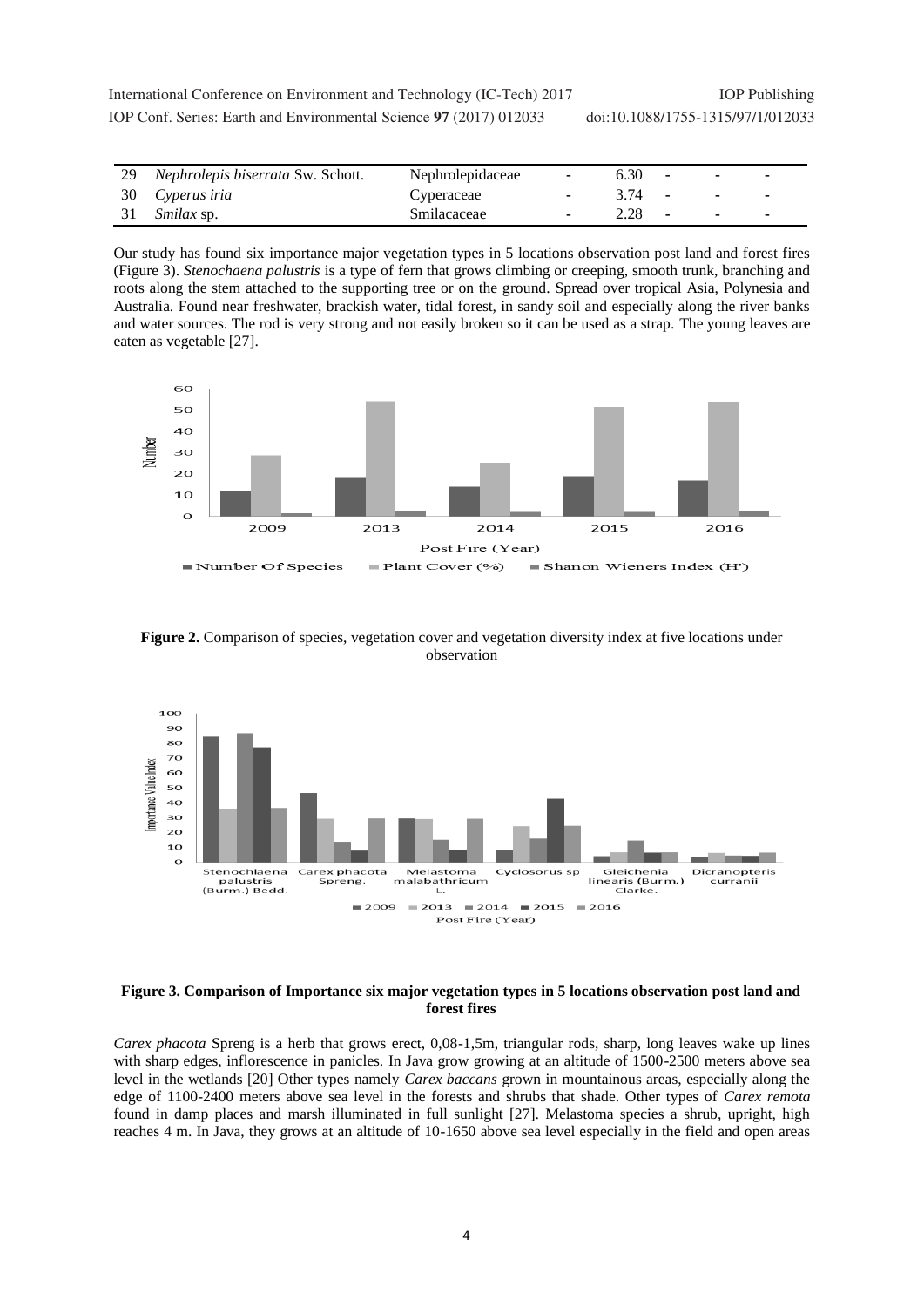| 29 | *Nephrolepis biserrata* Sw. Schott. | Nephrolepidaceae | - | 6.30 | - | - | - |
|---|---|---|---|---|---|---|---|
| 30 | *Cyperus iria* | Cyperaceae | - | 3.74 | - | - | - |
| 31 | *Smilax* sp. | Smilacaceae | - | 2.28 | - | - | - |

Our study has found six importance major vegetation types in 5 locations observation post land and forest fires (Figure 3). *Stenochaena palustris* is a type of fern that grows climbing or creeping, smooth trunk, branching and roots along the stem attached to the supporting tree or on the ground. Spread over tropical Asia, Polynesia and Australia. Found near freshwater, brackish water, tidal forest, in sandy soil and especially along the river banks and water sources. The rod is very strong and not easily broken so it can be used as a strap. The young leaves are eaten as vegetable [27].

**Figure 2.** Comparison of species, vegetation cover and vegetation diversity index at five locations under observation

**Figure 3. Comparison of Importance six major vegetation types in 5 locations observation post land and forest fires**

*Carex phacota* Spreng is a herb that grows erect, 0,08-1,5m, triangular rods, sharp, long leaves wake up lines with sharp edges, inflorescence in panicles. In Java grow growing at an altitude of 1500-2500 meters above sea level in the wetlands [20] Other types namely *Carex baccans* grown in mountainous areas, especially along the edge of 1100-2400 meters above sea level in the forests and shrubs that shade. Other types of *Carex remota* found in damp places and marsh illuminated in full sunlight [27]. Melastoma species a shrub, upright, high reaches 4 m. In Java, they grows at an altitude of 10-1650 above sea level especially in the field and open areas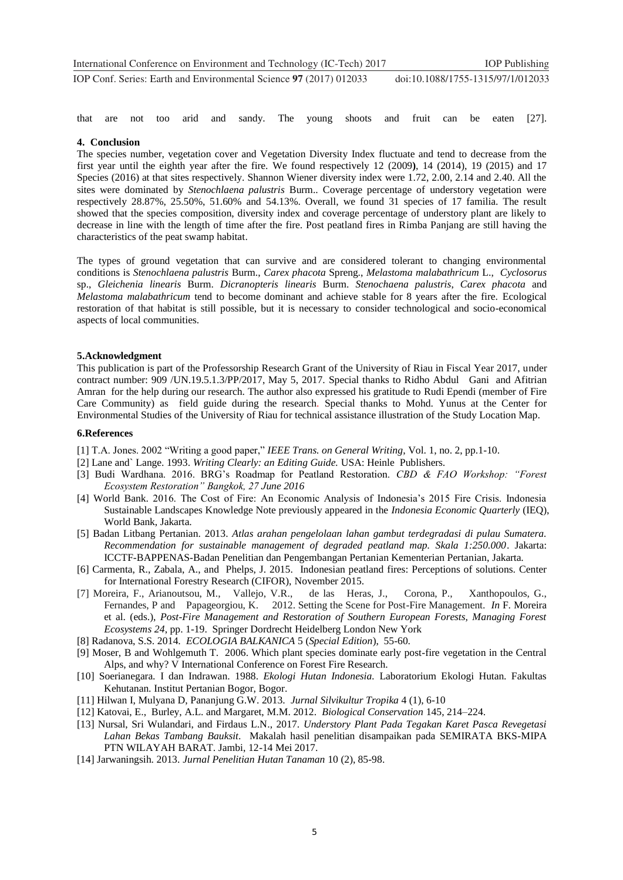that are not too arid and sandy. The young shoots and fruit can be eaten [27].

## 4. Conclusion

The species number, vegetation cover and Vegetation Diversity Index fluctuate and tend to decrease from the first year until the eighth year after the fire. We found respectively 12 (2009**)**, 14 (2014), 19 (2015) and 17 Species (2016) at that sites respectively. Shannon Wiener diversity index were 1.72, 2.00, 2.14 and 2.40. All the sites were dominated by *Stenochlaena palustris* Burm.. Coverage percentage of understory vegetation were respectively 28.87%, 25.50%, 51.60% and 54.13%. Overall, we found 31 species of 17 familia. The result showed that the species composition, diversity index and coverage percentage of understory plant are likely to decrease in line with the length of time after the fire. Post peatland fires in Rimba Panjang are still having the characteristics of the peat swamp habitat.

The types of ground vegetation that can survive and are considered tolerant to changing environmental conditions is *Stenochlaena palustris* Burm., *Carex phacota* Spreng., *Melastoma malabathricum* L., *Cyclosorus* sp., *Gleichenia linearis* Burm. *Dicranopteris linearis* Burm. *Stenochaena palustris*, *Carex phacota* and *Melastoma malabathricum* tend to become dominant and achieve stable for 8 years after the fire. Ecological restoration of that habitat is still possible, but it is necessary to consider technological and socio-economical aspects of local communities.

## 5.Acknowledgment

This publication is part of the Professorship Research Grant of the University of Riau in Fiscal Year 2017, under contract number: 909 /UN.19.5.1.3/PP/2017, May 5, 2017. Special thanks to Ridho Abdul Gani and Afitrian Amran for the help during our research. The author also expressed his gratitude to Rudi Ependi (member of Fire Care Community) as field guide during the research. Special thanks to Mohd. Yunus at the Center for Environmental Studies of the University of Riau for technical assistance illustration of the Study Location Map.

## 6.References

[1] T.A. Jones. 2002 "Writing a good paper," *IEEE Trans. on General Writing*, Vol. 1, no. 2, pp.1-10.

[2] Lane and` Lange. 1993. *Writing Clearly: an Editing Guide.* USA: Heinle Publishers.

[3] Budi Wardhana. 2016. BRG's Roadmap for Peatland Restoration. *CBD & FAO Workshop: "Forest Ecosystem Restoration" Bangkok, 27 June 2016*

[4] World Bank. 2016. The Cost of Fire: An Economic Analysis of Indonesia's 2015 Fire Crisis. Indonesia Sustainable Landscapes Knowledge Note previously appeared in the *Indonesia Economic Quarterly* (IEQ), World Bank, Jakarta.

[5] Badan Litbang Pertanian. 2013. *Atlas arahan pengelolaan lahan gambut terdegradasi di pulau Sumatera. Recommendation for sustainable management of degraded peatland map. Skala 1:250.000*. Jakarta: ICCTF-BAPPENAS-Badan Penelitian dan Pengembangan Pertanian Kementerian Pertanian, Jakarta.

[6] Carmenta, R., Zabala, A., and Phelps, J. 2015. Indonesian peatland fires: Perceptions of solutions. Center for International Forestry Research (CIFOR), November 2015.

[7] Moreira, F., Arianoutsou, M., Vallejo, V.R., de las Heras, J., Corona, P., Xanthopoulos, G., Fernandes, P and Papageorgiou, K. 2012. Setting the Scene for Post-Fire Management. *In* F. Moreira et al. (eds.), *Post-Fire Management and Restoration of Southern European Forests, Managing Forest Ecosystems 24*, pp. 1-19. Springer Dordrecht Heidelberg London New York

[8] Radanova, S.S. 2014. *ECOLOGIA BALKANICA* 5 (*Special Edition*), 55-60.

[9] Moser, B and Wohlgemuth T. 2006. Which plant species dominate early post-fire vegetation in the Central Alps, and why? V International Conference on Forest Fire Research.

[10] Soerianegara. I dan Indrawan. 1988. *Ekologi Hutan Indonesia.* Laboratorium Ekologi Hutan. Fakultas Kehutanan. Institut Pertanian Bogor, Bogor.

[11] Hilwan I, Mulyana D, Pananjung G.W. 2013. *Jurnal Silvikultur Tropika* 4 (1), 6-10

[12] Katovai, E., Burley, A.L. and Margaret, M.M. 2012. *Biological Conservation* 145, 214–224.

[13] Nursal, Sri Wulandari, and Firdaus L.N., 2017. *Understory Plant Pada Tegakan Karet Pasca Revegetasi Lahan Bekas Tambang Bauksit*. Makalah hasil penelitian disampaikan pada SEMIRATA BKS-MIPA PTN WILAYAH BARAT. Jambi, 12-14 Mei 2017.

[14] Jarwaningsih. 2013. *Jurnal Penelitian Hutan Tanaman* 10 (2), 85-98.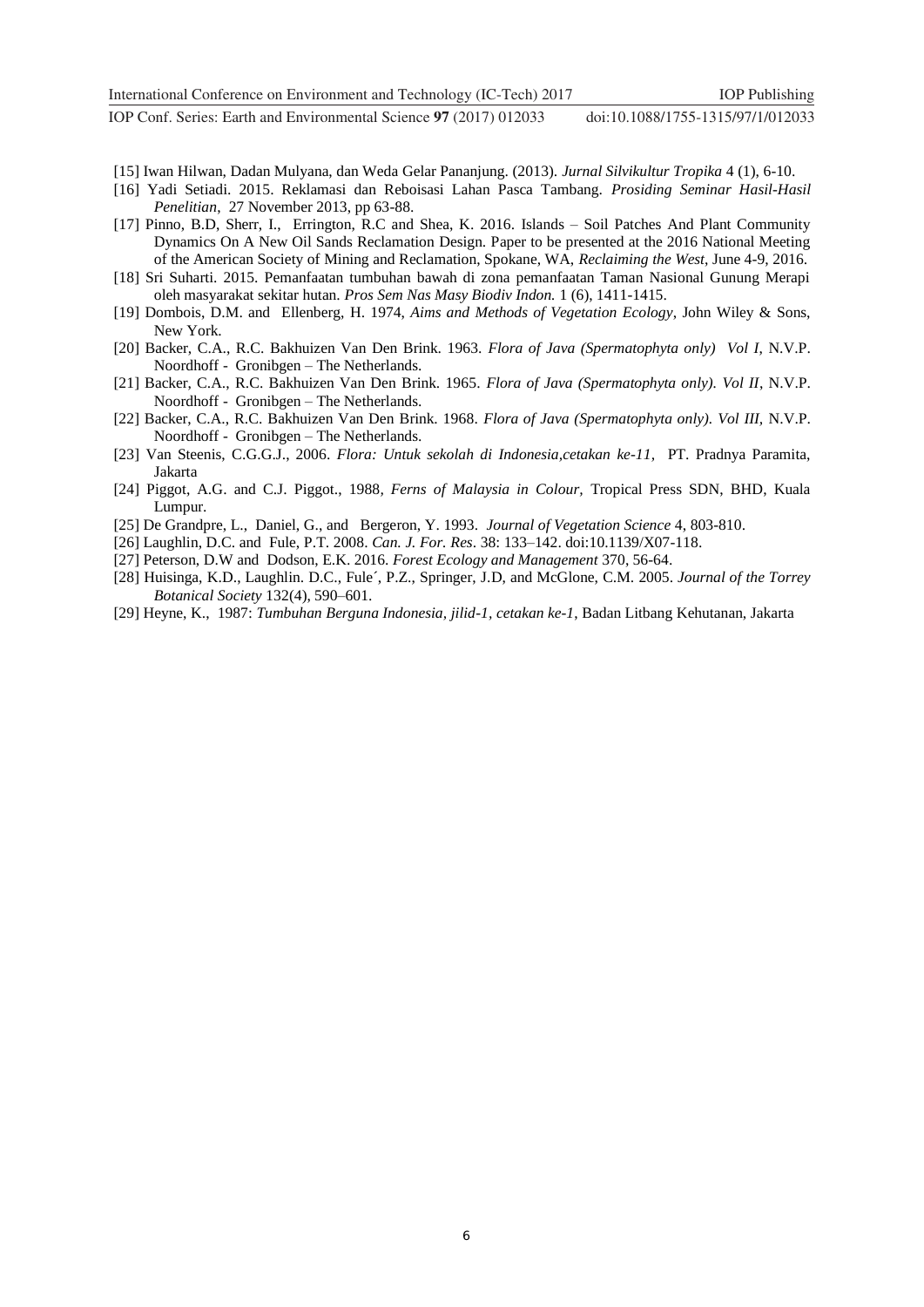[15] Iwan Hilwan, Dadan Mulyana, dan Weda Gelar Pananjung. (2013). *Jurnal Silvikultur Tropika* 4 (1), 6-10.

[16] Yadi Setiadi. 2015. Reklamasi dan Reboisasi Lahan Pasca Tambang. *Prosiding Seminar Hasil-Hasil Penelitian*, 27 November 2013, pp 63-88.

[17] Pinno, B.D, Sherr, I., Errington, R.C and Shea, K. 2016. Islands – Soil Patches And Plant Community Dynamics On A New Oil Sands Reclamation Design. Paper to be presented at the 2016 National Meeting of the American Society of Mining and Reclamation, Spokane, WA, *Reclaiming the West*, June 4-9, 2016.

[18] Sri Suharti. 2015. Pemanfaatan tumbuhan bawah di zona pemanfaatan Taman Nasional Gunung Merapi oleh masyarakat sekitar hutan. *Pros Sem Nas Masy Biodiv Indon.* 1 (6), 1411-1415.

[19] Dombois, D.M. and Ellenberg, H. 1974, *Aims and Methods of Vegetation Ecology*, John Wiley & Sons, New York.

[20] Backer, C.A., R.C. Bakhuizen Van Den Brink. 1963. *Flora of Java (Spermatophyta only) Vol I*, N.V.P. Noordhoff - Gronibgen – The Netherlands.

[21] Backer, C.A., R.C. Bakhuizen Van Den Brink. 1965. *Flora of Java (Spermatophyta only). Vol II*, N.V.P. Noordhoff - Gronibgen – The Netherlands.

[22] Backer, C.A., R.C. Bakhuizen Van Den Brink. 1968. *Flora of Java (Spermatophyta only). Vol III*, N.V.P. Noordhoff - Gronibgen – The Netherlands.

[23] Van Steenis, C.G.G.J., 2006. *Flora: Untuk sekolah di Indonesia,cetakan ke-11*, PT. Pradnya Paramita, Jakarta

[24] Piggot, A.G. and C.J. Piggot., 1988, *Ferns of Malaysia in Colour*, Tropical Press SDN, BHD, Kuala Lumpur.

[25] De Grandpre, L., Daniel, G., and Bergeron, Y. 1993. *Journal of Vegetation Science* 4, 803-810.

[26] Laughlin, D.C. and Fule, P.T. 2008. *Can. J. For. Res*. 38: 133–142. doi:10.1139/X07-118.

[27] Peterson, D.W and Dodson, E.K. 2016. *Forest Ecology and Management* 370, 56-64.

[28] Huisinga, K.D., Laughlin. D.C., Fule´, P.Z., Springer, J.D, and McGlone, C.M. 2005. *Journal of the Torrey Botanical Society* 132(4), 590–601.

[29] Heyne, K., 1987: *Tumbuhan Berguna Indonesia, jilid-1, cetakan ke-1*, Badan Litbang Kehutanan, Jakarta